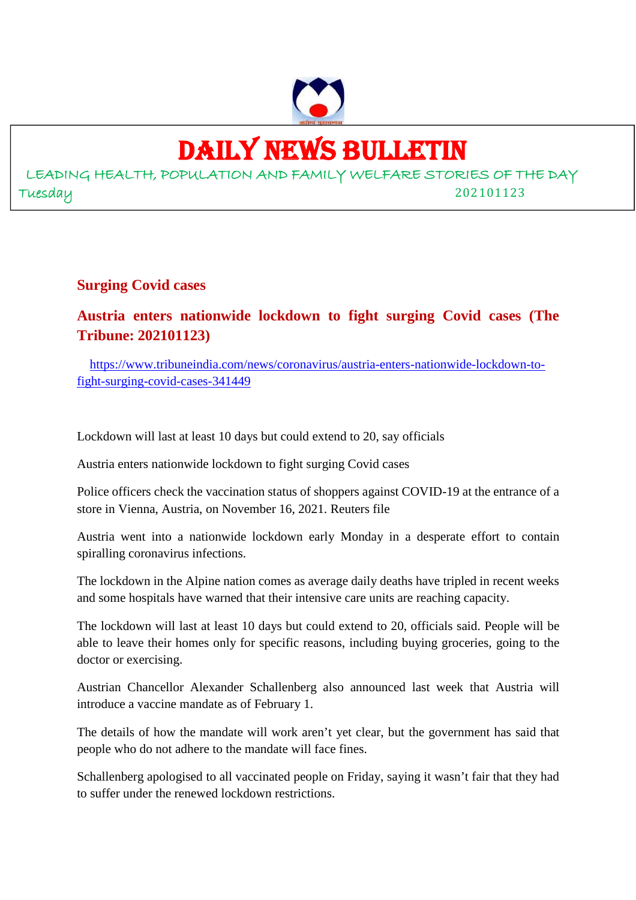# DAILY NEWS BULLETIN

LEADING HEALTH, POPULATION AND FAMILY WELFARE STORIES OF THE DAY

Tuesday 202101123

## Surging Covid cases

## Austria enters nationwide lockdown to fight surging Covid cases (The Tribune: 202101123)

https://www.tribuneindia.com/news/coronavirus/austria-enters-nationwide-lockdown-to-fight-surging-covid-cases-341449

Lockdown will last at least 10 days but could extend to 20, say officials

Austria enters nationwide lockdown to fight surging Covid cases

Police officers check the vaccination status of shoppers against COVID-19 at the entrance of a store in Vienna, Austria, on November 16, 2021. Reuters file

Austria went into a nationwide lockdown early Monday in a desperate effort to contain spiralling coronavirus infections.

The lockdown in the Alpine nation comes as average daily deaths have tripled in recent weeks and some hospitals have warned that their intensive care units are reaching capacity.

The lockdown will last at least 10 days but could extend to 20, officials said. People will be able to leave their homes only for specific reasons, including buying groceries, going to the doctor or exercising.

Austrian Chancellor Alexander Schallenberg also announced last week that Austria will introduce a vaccine mandate as of February 1.

The details of how the mandate will work aren't yet clear, but the government has said that people who do not adhere to the mandate will face fines.

Schallenberg apologised to all vaccinated people on Friday, saying it wasn't fair that they had to suffer under the renewed lockdown restrictions.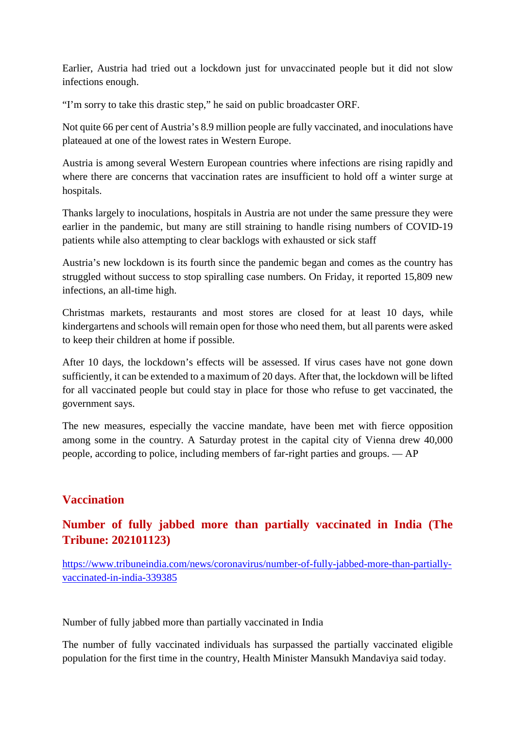Earlier, Austria had tried out a lockdown just for unvaccinated people but it did not slow infections enough.

“I’m sorry to take this drastic step,” he said on public broadcaster ORF.

Not quite 66 per cent of Austria’s 8.9 million people are fully vaccinated, and inoculations have plateaued at one of the lowest rates in Western Europe.

Austria is among several Western European countries where infections are rising rapidly and where there are concerns that vaccination rates are insufficient to hold off a winter surge at hospitals.

Thanks largely to inoculations, hospitals in Austria are not under the same pressure they were earlier in the pandemic, but many are still straining to handle rising numbers of COVID-19 patients while also attempting to clear backlogs with exhausted or sick staff

Austria’s new lockdown is its fourth since the pandemic began and comes as the country has struggled without success to stop spiralling case numbers. On Friday, it reported 15,809 new infections, an all-time high.

Christmas markets, restaurants and most stores are closed for at least 10 days, while kindergartens and schools will remain open for those who need them, but all parents were asked to keep their children at home if possible.

After 10 days, the lockdown’s effects will be assessed. If virus cases have not gone down sufficiently, it can be extended to a maximum of 20 days. After that, the lockdown will be lifted for all vaccinated people but could stay in place for those who refuse to get vaccinated, the government says.

The new measures, especially the vaccine mandate, have been met with fierce opposition among some in the country. A Saturday protest in the capital city of Vienna drew 40,000 people, according to police, including members of far-right parties and groups. — AP

## Vaccination

### Number of fully jabbed more than partially vaccinated in India (The Tribune: 202101123)

https://www.tribuneindia.com/news/coronavirus/number-of-fully-jabbed-more-than-partially-vaccinated-in-india-339385

Number of fully jabbed more than partially vaccinated in India

The number of fully vaccinated individuals has surpassed the partially vaccinated eligible population for the first time in the country, Health Minister Mansukh Mandaviya said today.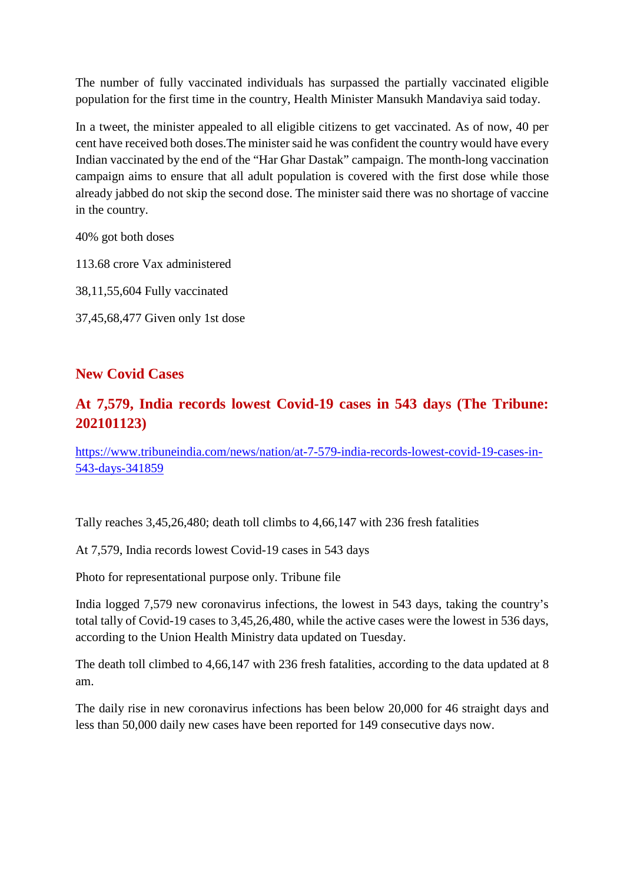The number of fully vaccinated individuals has surpassed the partially vaccinated eligible population for the first time in the country, Health Minister Mansukh Mandaviya said today.

In a tweet, the minister appealed to all eligible citizens to get vaccinated. As of now, 40 per cent have received both doses.The minister said he was confident the country would have every Indian vaccinated by the end of the "Har Ghar Dastak" campaign. The month-long vaccination campaign aims to ensure that all adult population is covered with the first dose while those already jabbed do not skip the second dose. The minister said there was no shortage of vaccine in the country.

40% got both doses

113.68 crore Vax administered

38,11,55,604 Fully vaccinated

37,45,68,477 Given only 1st dose

## New Covid Cases

## At 7,579, India records lowest Covid-19 cases in 543 days (The Tribune: 202101123)

https://www.tribuneindia.com/news/nation/at-7-579-india-records-lowest-covid-19-cases-in-543-days-341859

Tally reaches 3,45,26,480; death toll climbs to 4,66,147 with 236 fresh fatalities

At 7,579, India records lowest Covid-19 cases in 543 days

Photo for representational purpose only. Tribune file

India logged 7,579 new coronavirus infections, the lowest in 543 days, taking the country's total tally of Covid-19 cases to 3,45,26,480, while the active cases were the lowest in 536 days, according to the Union Health Ministry data updated on Tuesday.

The death toll climbed to 4,66,147 with 236 fresh fatalities, according to the data updated at 8 am.

The daily rise in new coronavirus infections has been below 20,000 for 46 straight days and less than 50,000 daily new cases have been reported for 149 consecutive days now.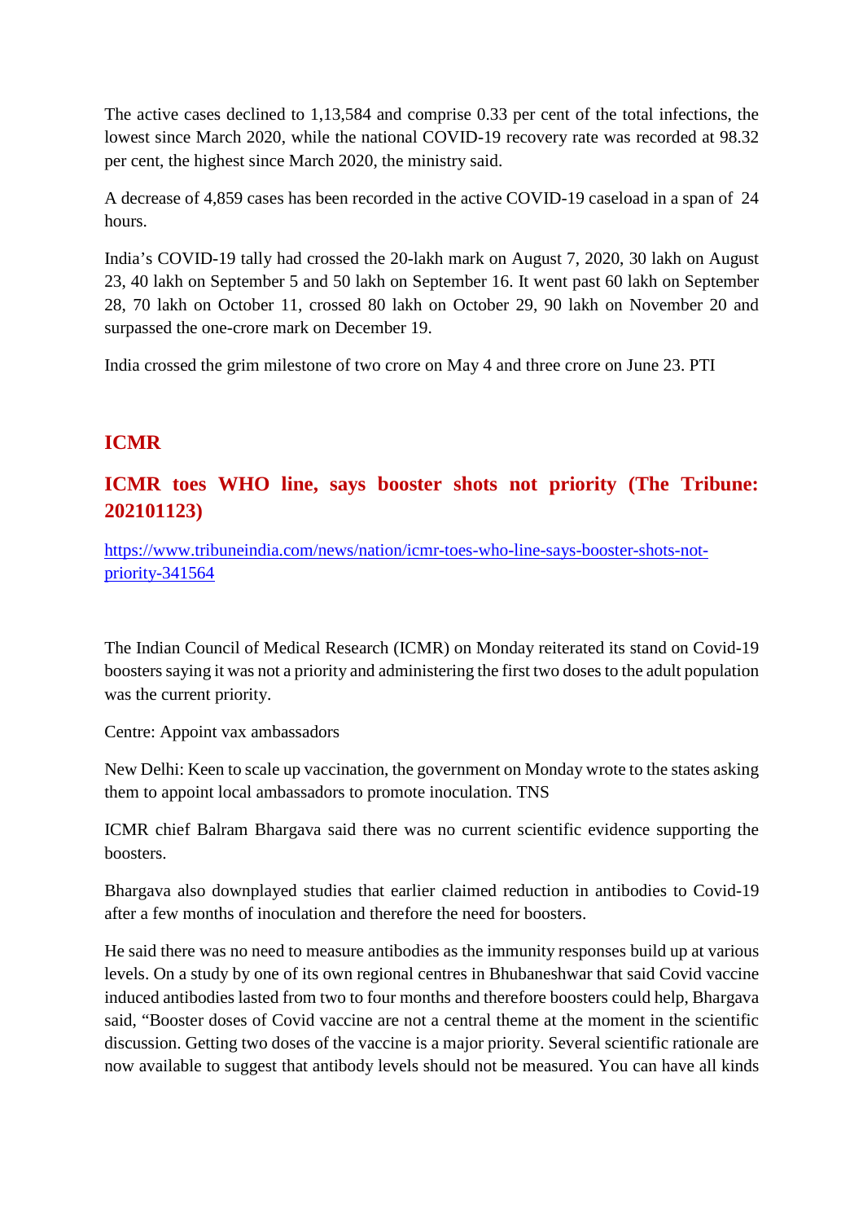The active cases declined to 1,13,584 and comprise 0.33 per cent of the total infections, the lowest since March 2020, while the national COVID-19 recovery rate was recorded at 98.32 per cent, the highest since March 2020, the ministry said.

A decrease of 4,859 cases has been recorded in the active COVID-19 caseload in a span of 24 hours.

India's COVID-19 tally had crossed the 20-lakh mark on August 7, 2020, 30 lakh on August 23, 40 lakh on September 5 and 50 lakh on September 16. It went past 60 lakh on September 28, 70 lakh on October 11, crossed 80 lakh on October 29, 90 lakh on November 20 and surpassed the one-crore mark on December 19.

India crossed the grim milestone of two crore on May 4 and three crore on June 23. PTI

## ICMR

## ICMR toes WHO line, says booster shots not priority (The Tribune: 202101123)

[https://www.tribuneindia.com/news/nation/icmr-toes-who-line-says-booster-shots-not-priority-341564](https://www.tribuneindia.com/news/nation/icmr-toes-who-line-says-booster-shots-not-priority-341564)

The Indian Council of Medical Research (ICMR) on Monday reiterated its stand on Covid-19 boosters saying it was not a priority and administering the first two doses to the adult population was the current priority.

Centre: Appoint vax ambassadors

New Delhi: Keen to scale up vaccination, the government on Monday wrote to the states asking them to appoint local ambassadors to promote inoculation. TNS

ICMR chief Balram Bhargava said there was no current scientific evidence supporting the boosters.

Bhargava also downplayed studies that earlier claimed reduction in antibodies to Covid-19 after a few months of inoculation and therefore the need for boosters.

He said there was no need to measure antibodies as the immunity responses build up at various levels. On a study by one of its own regional centres in Bhubaneshwar that said Covid vaccine induced antibodies lasted from two to four months and therefore boosters could help, Bhargava said, "Booster doses of Covid vaccine are not a central theme at the moment in the scientific discussion. Getting two doses of the vaccine is a major priority. Several scientific rationale are now available to suggest that antibody levels should not be measured. You can have all kinds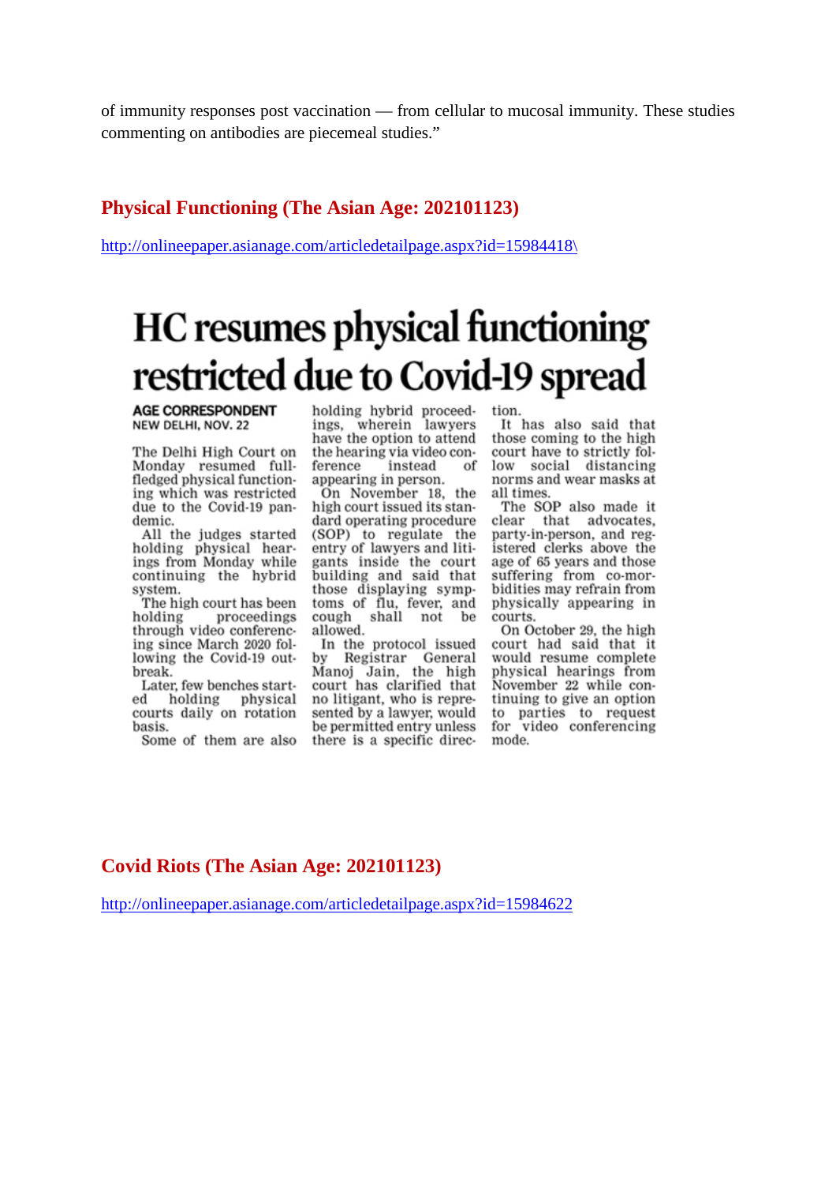of immunity responses post vaccination — from cellular to mucosal immunity. These studies commenting on antibodies are piecemeal studies."

## Physical Functioning (The Asian Age: 202101123)

http://onlineepaper.asianage.com/articledetailpage.aspx?id=15984418\

# HC resumes physical functioning restricted due to Covid-19 spread

**AGE CORRESPONDENT**
NEW DELHI, NOV. 22

The Delhi High Court on Monday resumed full-fledged physical functioning which was restricted due to the Covid-19 pandemic.

All the judges started holding physical hearings from Monday while continuing the hybrid system.

The high court has been holding proceedings through video conferencing since March 2020 following the Covid-19 outbreak.

Later, few benches started holding physical courts daily on rotation basis.

Some of them are also holding hybrid proceedings, wherein lawyers have the option to attend the hearing via video conference instead of appearing in person.

On November 18, the high court issued its standard operating procedure (SOP) to regulate the entry of lawyers and litigants inside the court building and said that those displaying symptoms of flu, fever, and cough shall not be allowed.

In the protocol issued by Registrar General Manoj Jain, the high court has clarified that no litigant, who is represented by a lawyer, would be permitted entry unless there is a specific direction.

It has also said that those coming to the high court have to strictly follow social distancing norms and wear masks at all times.

The SOP also made it clear that advocates, party-in-person, and registered clerks above the age of 65 years and those suffering from co-morbidities may refrain from physically appearing in courts.

On October 29, the high court had said that it would resume complete physical hearings from November 22 while continuing to give an option to parties to request for video conferencing mode.

## Covid Riots (The Asian Age: 202101123)

http://onlineepaper.asianage.com/articledetailpage.aspx?id=15984622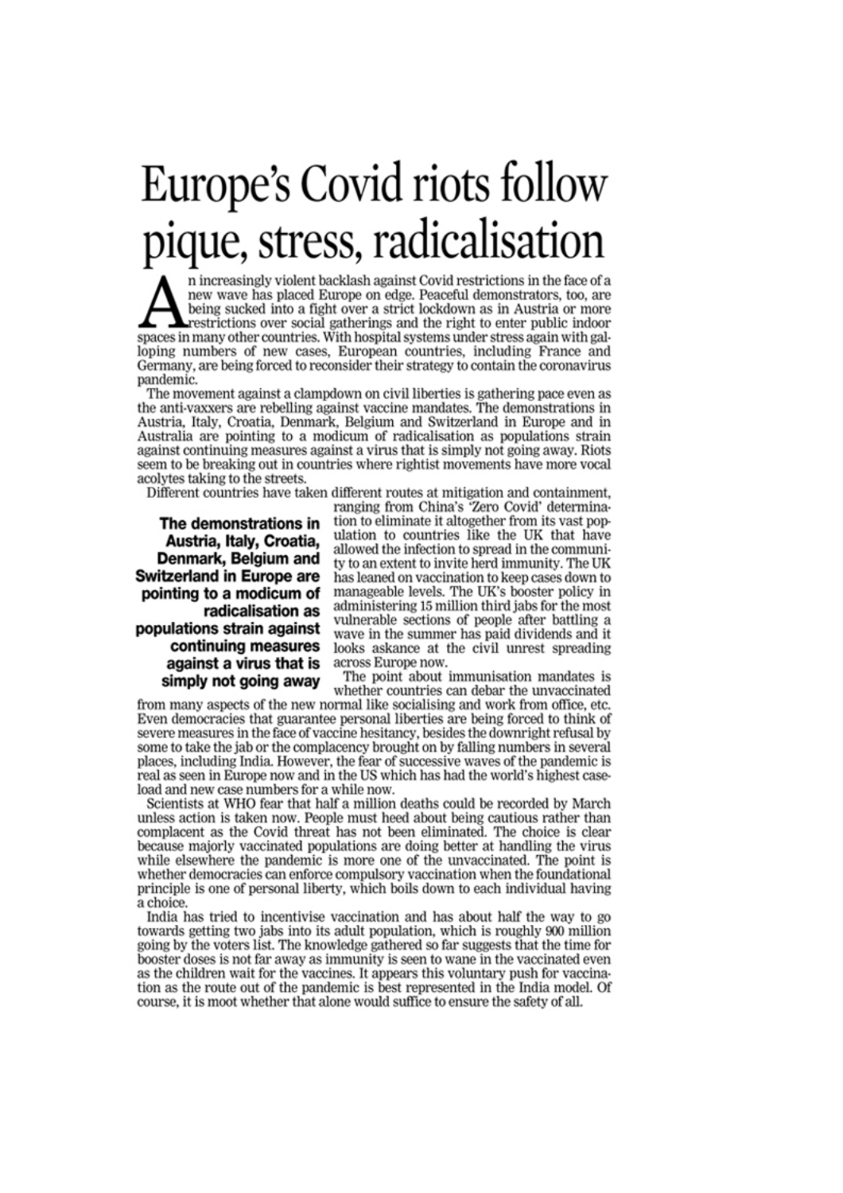# Europe's Covid riots follow pique, stress, radicalisation

An increasingly violent backlash against Covid restrictions in the face of a new wave has placed Europe on edge. Peaceful demonstrators, too, are being sucked into a fight over a strict lockdown as in Austria or more restrictions over social gatherings and the right to enter public indoor spaces in many other countries. With hospital systems under stress again with galloping numbers of new cases, European countries, including France and Germany, are being forced to reconsider their strategy to contain the coronavirus pandemic.

The movement against a clampdown on civil liberties is gathering pace even as the anti-vaxxers are rebelling against vaccine mandates. The demonstrations in Austria, Italy, Croatia, Denmark, Belgium and Switzerland in Europe and in Australia are pointing to a modicum of radicalisation as populations strain against continuing measures against a virus that is simply not going away. Riots seem to be breaking out in countries where rightist movements have more vocal acolytes taking to the streets.

Different countries have taken different routes at mitigation and containment, ranging from China's 'Zero Covid' determination to eliminate it altogether from its vast population to countries like the UK that have allowed the infection to spread in the community to an extent to invite herd immunity. The UK has leaned on vaccination to keep cases down to manageable levels. The UK's booster policy in administering 15 million third jabs for the most vulnerable sections of people after battling a wave in the summer has paid dividends and it looks askance at the civil unrest spreading across Europe now.

**The demonstrations in Austria, Italy, Croatia, Denmark, Belgium and Switzerland in Europe are pointing to a modicum of radicalisation as populations strain against continuing measures against a virus that is simply not going away**

The point about immunisation mandates is whether countries can debar the unvaccinated from many aspects of the new normal like socialising and work from office, etc. Even democracies that guarantee personal liberties are being forced to think of severe measures in the face of vaccine hesitancy, besides the downright refusal by some to take the jab or the complacency brought on by falling numbers in several places, including India. However, the fear of successive waves of the pandemic is real as seen in Europe now and in the US which has had the world's highest caseload and new case numbers for a while now.

Scientists at WHO fear that half a million deaths could be recorded by March unless action is taken now. People must heed about being cautious rather than complacent as the Covid threat has not been eliminated. The choice is clear because majorly vaccinated populations are doing better at handling the virus while elsewhere the pandemic is more one of the unvaccinated. The point is whether democracies can enforce compulsory vaccination when the foundational principle is one of personal liberty, which boils down to each individual having a choice.

India has tried to incentivise vaccination and has about half the way to go towards getting two jabs into its adult population, which is roughly 900 million going by the voters list. The knowledge gathered so far suggests that the time for booster doses is not far away as immunity is seen to wane in the vaccinated even as the children wait for the vaccines. It appears this voluntary push for vaccination as the route out of the pandemic is best represented in the India model. Of course, it is moot whether that alone would suffice to ensure the safety of all.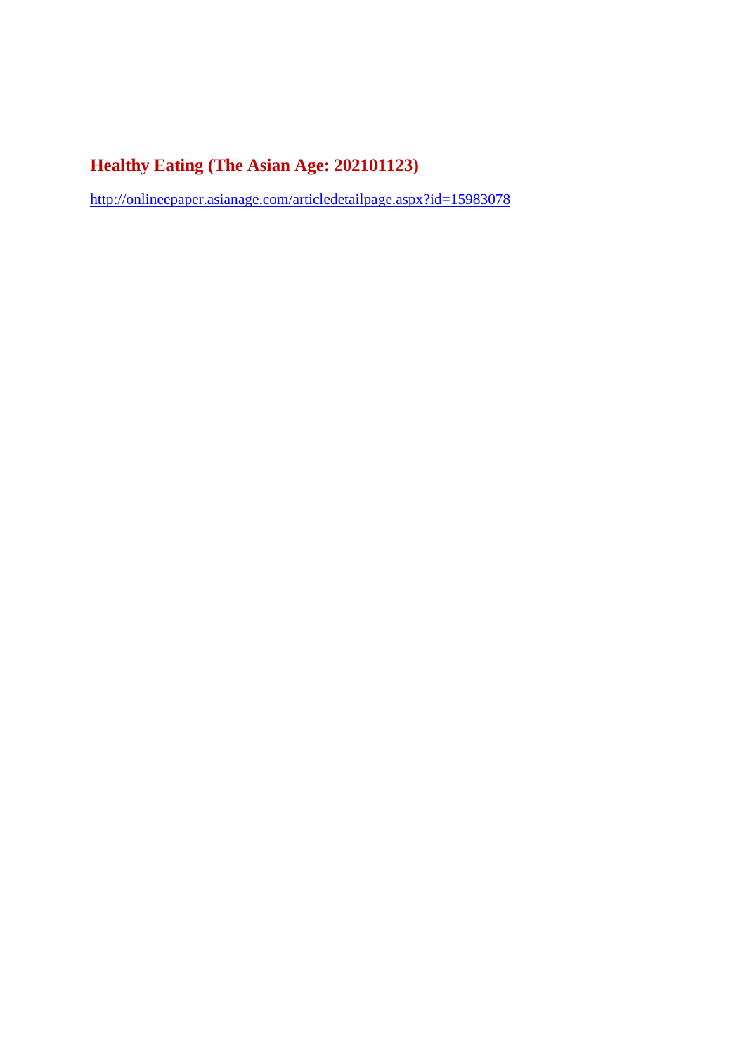## Healthy Eating (The Asian Age: 202101123)

http://onlineepaper.asianage.com/articledetailpage.aspx?id=15983078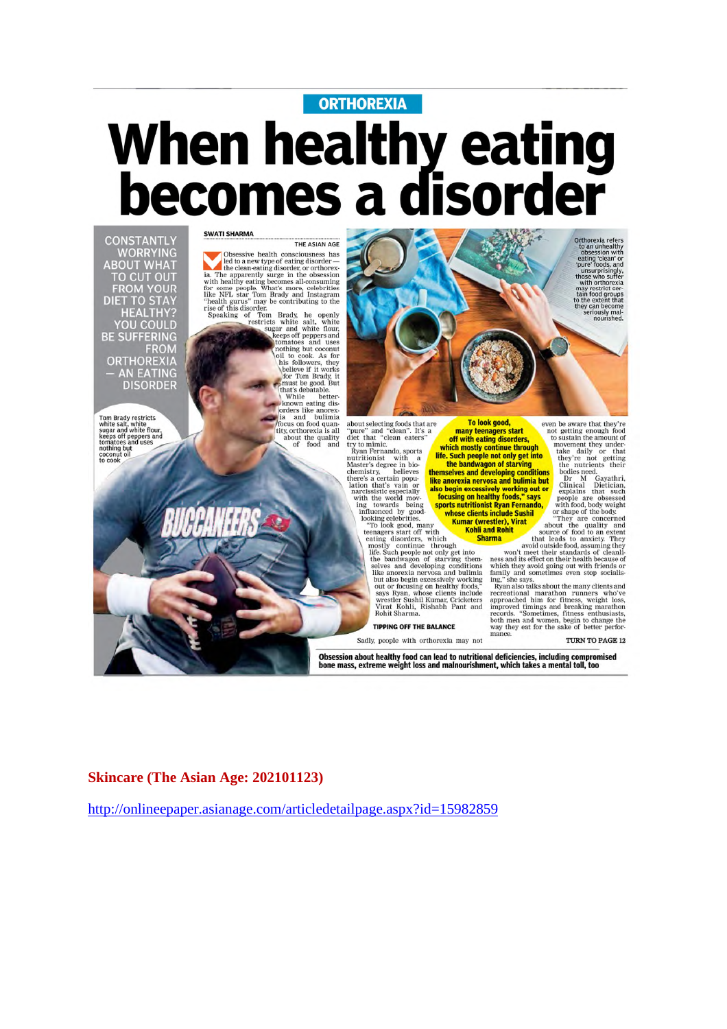ORTHOREXIA

# When healthy eating becomes a disorder

CONSTANTLY WORRYING ABOUT WHAT TO CUT OUT FROM YOUR DIET TO STAY HEALTHY? YOU COULD BE SUFFERING FROM ORTHOREXIA — AN EATING DISORDER

**SWATI SHARMA**

THE ASIAN AGE

Obsessive health consciousness has led to a new type of eating disorder — the clean-eating disorder, or orthorexia. The apparently surge in the obsession with healthy eating becomes all-consuming for some people. What's more, celebrities like NFL star Tom Brady and Instagram "health gurus" may be contributing to the rise of this disorder.

Speaking of Tom Brady, he openly restricts white salt, white sugar and white flour, keeps off peppers and tomatoes and uses nothing but coconut oil to cook. As for his followers, they believe if it works for Tom Brady, it must be good. But that's debatable.

While better-known eating disorders like anorexia and bulimia focus on food quantity, orthorexia is all about the quality of food and about selecting foods that are "pure" and "clean". It's a diet that "clean eaters" try to mimic.

Ryan Fernando, sports nutritionist with a Master's degree in biochemistry, believes there's a certain population that's vain or narcissistic especially with the world moving towards being influenced by good-looking celebrities.

"To look good, many teenagers start off with eating disorders, which mostly continue through life. Such people not only get into the bandwagon of starving themselves and developing conditions like anorexia nervosa and bulimia but also begin excessively working out or focusing on healthy foods," says Ryan, whose clients include wrestler Sushil Kumar, Cricketers Virat Kohli, Rishabh Pant and Rohit Sharma.

**"To look good, many teenagers start off with eating disorders, which mostly continue through life. Such people not only get into themselves and developing conditions like anorexia nervosa and bulimia but also begin excessively working out or focusing on healthy foods," says sports nutritionist Ryan Fernando, whose clients include Sushil Kumar (wrestler), Virat Kohli and Rohit Sharma**

### TIPPING OFF THE BALANCE

Sadly, people with orthorexia may not even be aware that they're not getting enough food to sustain the amount of movement they undertake daily or that they're not getting the nutrients their bodies need.

Dr M Gayathri, Clinical Dietician, explains that such people are obsessed with food, body weight or shape of the body.

"They are concerned about the quality and source of food to an extent that leads to anxiety. They avoid outside food, assuming they won't meet their standards of cleanliness and its effect on their health because of which they avoid going out with friends or family and sometimes even stop socialising," she says.

Ryan also talks about the many clients and recreational marathon runners who've approached him for fitness, weight loss, improved timings and breaking marathon records. "Sometimes, fitness enthusiasts, both men and women, begin to change the way they eat for the sake of better performance.

TURN TO PAGE 12

Tom Brady restricts white salt, white sugar and white flour, keeps off peppers and tomatoes and uses nothing but coconut oil to cook

Orthorexia refers to an unhealthy obsession with eating 'clean' or 'pure' foods, and unsurprisingly, those who suffer with orthorexia may restrict certain food groups to the extent that they can become seriously malnourished.

**Obsession about healthy food can lead to nutritional deficiencies, including compromised bone mass, extreme weight loss and malnourishment, which takes a mental toll, too**

**Skincare (The Asian Age: 202101123)**

http://onlineepaper.asianage.com/articledetailpage.aspx?id=15982859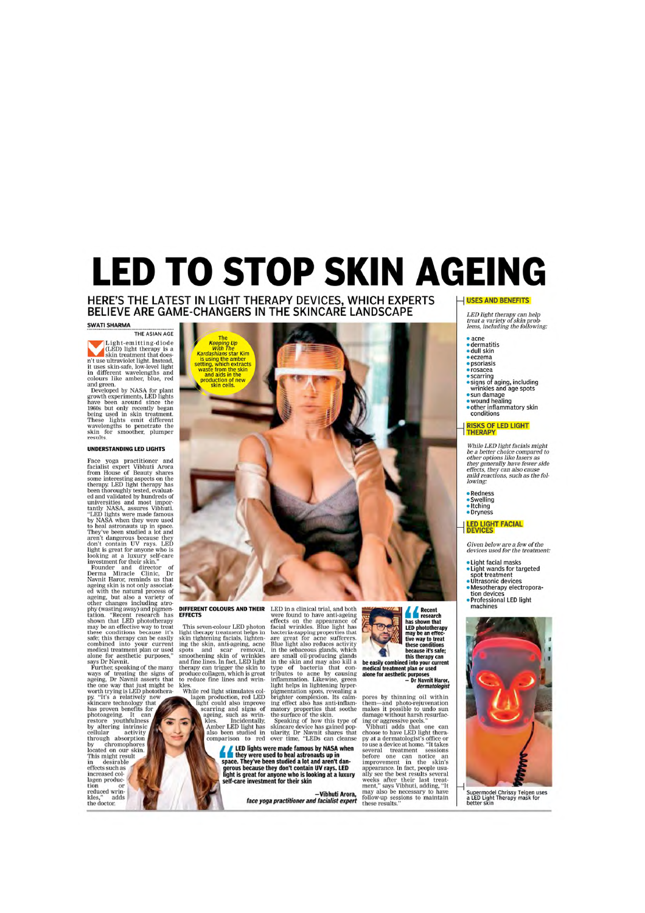# LED TO STOP SKIN AGEING

## HERE'S THE LATEST IN LIGHT THERAPY DEVICES, WHICH EXPERTS BELIEVE ARE GAME-CHANGERS IN THE SKINCARE LANDSCAPE

**SWATI SHARMA**
THE ASIAN AGE

Light-emitting-diode (LED) light therapy is a skin treatment that doesn't use ultraviolet light. Instead, it uses skin-safe, low-level light in different wavelengths and colours like amber, blue, red and green.

Developed by NASA for plant growth experiments, LED lights have been around since the 1960s but only recently began being used in skin treatment. These lights emit different wavelengths to penetrate the skin for smoother, plumper results.

The *Keeping Up With The Kardashians* star Kim is using the amber setting, which extracts waste from the skin and aids in the production of new skin cells.

### UNDERSTANDING LED LIGHTS

Face yoga practitioner and facialist expert Vibhuti Arora from House of Beauty shares some interesting aspects on the therapy. LED light therapy has been thoroughly tested, evaluated and validated by hundreds of universities and most importantly NASA, assures Vibhuti. "LED lights were made famous by NASA when they were used to heal astronauts up in space. They've been studied a lot and aren't dangerous because they don't contain UV rays. LED light is great for anyone who is looking at a luxury self-care investment for their skin."

Founder and director of Derma Miracle Clinic, Dr Navnit Haror, reminds us that ageing skin is not only associated with the natural process of ageing, but also a variety of other changes including atrophy (wasting away) and pigmentation. "Recent research has shown that LED phototherapy may be an effective way to treat these conditions because it's safe; this therapy can be easily combined into your current medical treatment plan or used alone for aesthetic purposes," says Dr Navnit.

Further, speaking of the many ways of treating the signs of ageing, Dr Navnit asserts that the one way that just might be worth trying is LED phototherapy. "It's a relatively new skincare technology that has proven benefits for photoageing. It can restore youthfulness by altering intrinsic cellular activity through absorption by chromophores located on our skin. This might result in desirable effects such as increased collagen production or reduced wrinkles," adds the doctor.

### DIFFERENT COLOURS AND THEIR EFFECTS

This seven-colour LED photon light therapy treatment helps in skin tightening facials, lightening the skin, anti-ageing, acne spots and scar removal, smoothening skin of wrinkles and fine lines. In fact, LED light therapy can trigger the skin to produce collagen, which is great to reduce fine lines and wrinkles.

While red light stimulates collagen production, red LED light could also improve scarring and signs of ageing, such as wrinkles. Incidentally, Amber LED light has also been studied in comparison to red LED in a clinical trial, and both were found to have anti-ageing effects on the appearance of facial wrinkles. Blue light has bacteria-zapping properties that are great for acne sufferers. Blue light also reduces activity in the sebaceous glands, which are small oil-producing glands in the skin and may also kill a type of bacteria that contributes to acne by causing inflammation. Likewise, green light helps in lightening hyperpigmentation spots, revealing a brighter complexion. Its calming effect also has anti-inflammatory properties that soothe the surface of the skin.

> **LED lights were made famous by NASA when they were used to heal astronauts up in space. They've been studied a lot and aren't dangerous because they don't contain UV rays. LED light is great for anyone who is looking at a luxury self-care investment for their skin**
>
> *—Vibhuti Arora, face yoga practitioner and facialist expert*

Speaking of how this type of skincare device has gained popularity, Dr Navnit shares that over time, "LEDs can cleanse pores by thinning oil within them—and photo-rejuvenation makes it possible to undo sun damage without harsh resurfacing or aggressive peels."

> **Recent research has shown that LED phototherapy may be an effective way to treat these conditions because it's safe; this therapy can be easily combined into your current medical treatment plan or used alone for aesthetic purposes**
>
> *— Dr Navnit Haror, dermatologist*

Vibhuti adds that one can choose to have LED light therapy at a dermatologist's office or to use a device at home. "It takes several treatment sessions before one can notice an improvement in the skin's appearance. In fact, people usually see the best results several weeks after their last treatment," says Vibhuti, adding, "It may also be necessary to have follow-up sessions to maintain these results."

### USES AND BENEFITS

*LED light therapy can help treat a variety of skin problems, including the following:*

- acne
- dermatitis
- dull skin
- eczema
- psoriasis
- rosacea
- scarring
- signs of aging, including wrinkles and age spots
- sun damage
- wound healing
- other inflammatory skin conditions

### RISKS OF LED LIGHT THERAPY

*While LED light facials might be a better choice compared to other options like lasers as they generally have fewer side effects, they can also cause mild reactions, such as the following:*

- Redness
- Swelling
- Itching
- Dryness

### LED LIGHT FACIAL DEVICES

*Given below are a few of the devices used for the treatment:*

- Light facial masks
- Light wands for targeted spot treatment
- Ultrasonic devices
- Mesotherapy electroporation devices
- Professional LED light machines

Supermodel Chrissy Teigen uses a LED Light Therapy mask for better skin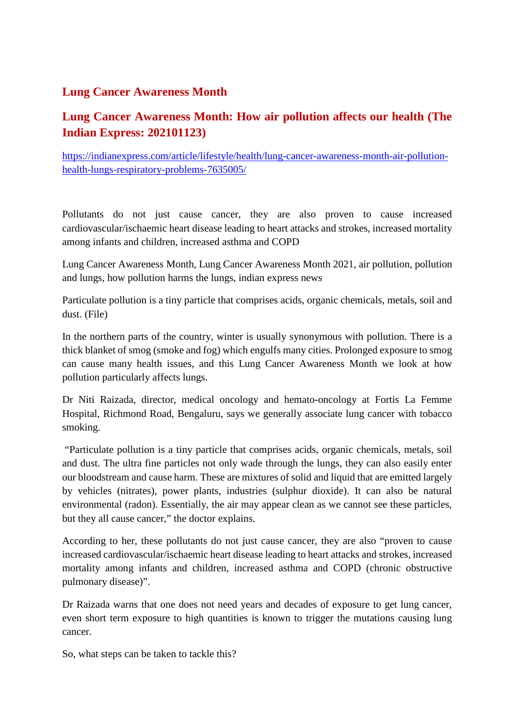## Lung Cancer Awareness Month

### Lung Cancer Awareness Month: How air pollution affects our health (The Indian Express: 202101123)

https://indianexpress.com/article/lifestyle/health/lung-cancer-awareness-month-air-pollution-health-lungs-respiratory-problems-7635005/

Pollutants do not just cause cancer, they are also proven to cause increased cardiovascular/ischaemic heart disease leading to heart attacks and strokes, increased mortality among infants and children, increased asthma and COPD

Lung Cancer Awareness Month, Lung Cancer Awareness Month 2021, air pollution, pollution and lungs, how pollution harms the lungs, indian express news

Particulate pollution is a tiny particle that comprises acids, organic chemicals, metals, soil and dust. (File)

In the northern parts of the country, winter is usually synonymous with pollution. There is a thick blanket of smog (smoke and fog) which engulfs many cities. Prolonged exposure to smog can cause many health issues, and this Lung Cancer Awareness Month we look at how pollution particularly affects lungs.

Dr Niti Raizada, director, medical oncology and hemato-oncology at Fortis La Femme Hospital, Richmond Road, Bengaluru, says we generally associate lung cancer with tobacco smoking.

"Particulate pollution is a tiny particle that comprises acids, organic chemicals, metals, soil and dust. The ultra fine particles not only wade through the lungs, they can also easily enter our bloodstream and cause harm. These are mixtures of solid and liquid that are emitted largely by vehicles (nitrates), power plants, industries (sulphur dioxide). It can also be natural environmental (radon). Essentially, the air may appear clean as we cannot see these particles, but they all cause cancer," the doctor explains.

According to her, these pollutants do not just cause cancer, they are also "proven to cause increased cardiovascular/ischaemic heart disease leading to heart attacks and strokes, increased mortality among infants and children, increased asthma and COPD (chronic obstructive pulmonary disease)".

Dr Raizada warns that one does not need years and decades of exposure to get lung cancer, even short term exposure to high quantities is known to trigger the mutations causing lung cancer.

So, what steps can be taken to tackle this?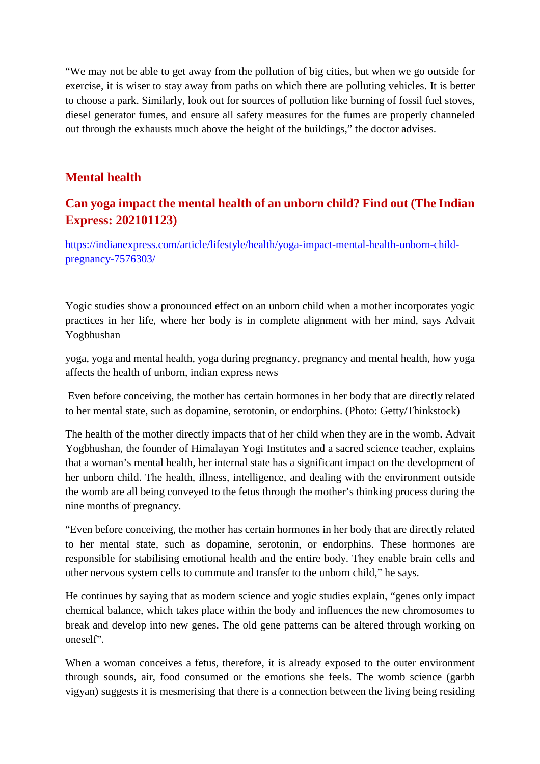"We may not be able to get away from the pollution of big cities, but when we go outside for exercise, it is wiser to stay away from paths on which there are polluting vehicles. It is better to choose a park. Similarly, look out for sources of pollution like burning of fossil fuel stoves, diesel generator fumes, and ensure all safety measures for the fumes are properly channeled out through the exhausts much above the height of the buildings," the doctor advises.

## Mental health

## Can yoga impact the mental health of an unborn child? Find out (The Indian Express: 202101123)

https://indianexpress.com/article/lifestyle/health/yoga-impact-mental-health-unborn-child-pregnancy-7576303/

Yogic studies show a pronounced effect on an unborn child when a mother incorporates yogic practices in her life, where her body is in complete alignment with her mind, says Advait Yogbhushan

yoga, yoga and mental health, yoga during pregnancy, pregnancy and mental health, how yoga affects the health of unborn, indian express news

Even before conceiving, the mother has certain hormones in her body that are directly related to her mental state, such as dopamine, serotonin, or endorphins. (Photo: Getty/Thinkstock)

The health of the mother directly impacts that of her child when they are in the womb. Advait Yogbhushan, the founder of Himalayan Yogi Institutes and a sacred science teacher, explains that a woman's mental health, her internal state has a significant impact on the development of her unborn child. The health, illness, intelligence, and dealing with the environment outside the womb are all being conveyed to the fetus through the mother's thinking process during the nine months of pregnancy.

"Even before conceiving, the mother has certain hormones in her body that are directly related to her mental state, such as dopamine, serotonin, or endorphins. These hormones are responsible for stabilising emotional health and the entire body. They enable brain cells and other nervous system cells to commute and transfer to the unborn child," he says.

He continues by saying that as modern science and yogic studies explain, "genes only impact chemical balance, which takes place within the body and influences the new chromosomes to break and develop into new genes. The old gene patterns can be altered through working on oneself".

When a woman conceives a fetus, therefore, it is already exposed to the outer environment through sounds, air, food consumed or the emotions she feels. The womb science (garbh vigyan) suggests it is mesmerising that there is a connection between the living being residing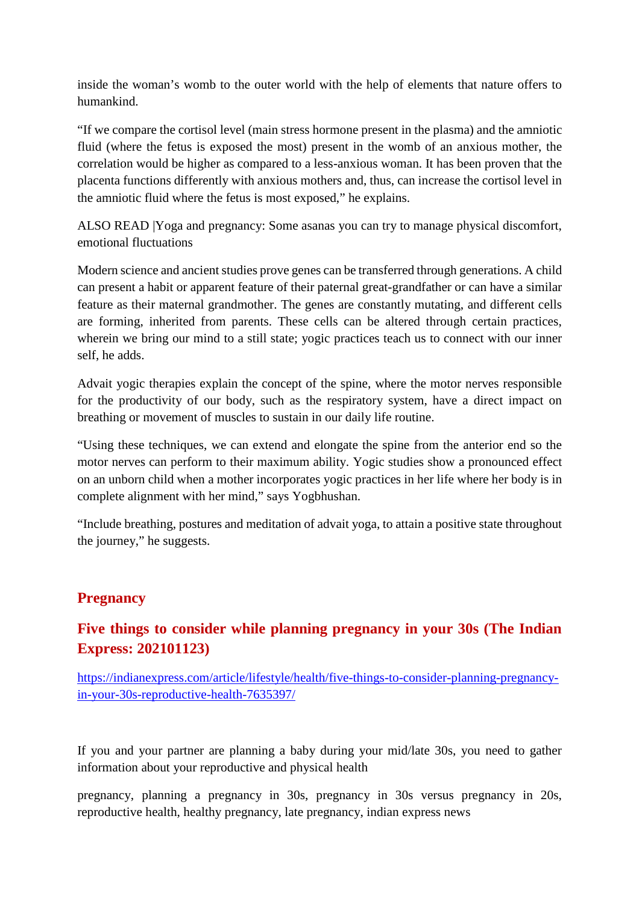inside the woman's womb to the outer world with the help of elements that nature offers to humankind.

"If we compare the cortisol level (main stress hormone present in the plasma) and the amniotic fluid (where the fetus is exposed the most) present in the womb of an anxious mother, the correlation would be higher as compared to a less-anxious woman. It has been proven that the placenta functions differently with anxious mothers and, thus, can increase the cortisol level in the amniotic fluid where the fetus is most exposed," he explains.

ALSO READ |Yoga and pregnancy: Some asanas you can try to manage physical discomfort, emotional fluctuations

Modern science and ancient studies prove genes can be transferred through generations. A child can present a habit or apparent feature of their paternal great-grandfather or can have a similar feature as their maternal grandmother. The genes are constantly mutating, and different cells are forming, inherited from parents. These cells can be altered through certain practices, wherein we bring our mind to a still state; yogic practices teach us to connect with our inner self, he adds.

Advait yogic therapies explain the concept of the spine, where the motor nerves responsible for the productivity of our body, such as the respiratory system, have a direct impact on breathing or movement of muscles to sustain in our daily life routine.

"Using these techniques, we can extend and elongate the spine from the anterior end so the motor nerves can perform to their maximum ability. Yogic studies show a pronounced effect on an unborn child when a mother incorporates yogic practices in her life where her body is in complete alignment with her mind," says Yogbhushan.

"Include breathing, postures and meditation of advait yoga, to attain a positive state throughout the journey," he suggests.

## Pregnancy

## Five things to consider while planning pregnancy in your 30s (The Indian Express: 202101123)

https://indianexpress.com/article/lifestyle/health/five-things-to-consider-planning-pregnancy-in-your-30s-reproductive-health-7635397/

If you and your partner are planning a baby during your mid/late 30s, you need to gather information about your reproductive and physical health

pregnancy, planning a pregnancy in 30s, pregnancy in 30s versus pregnancy in 20s, reproductive health, healthy pregnancy, late pregnancy, indian express news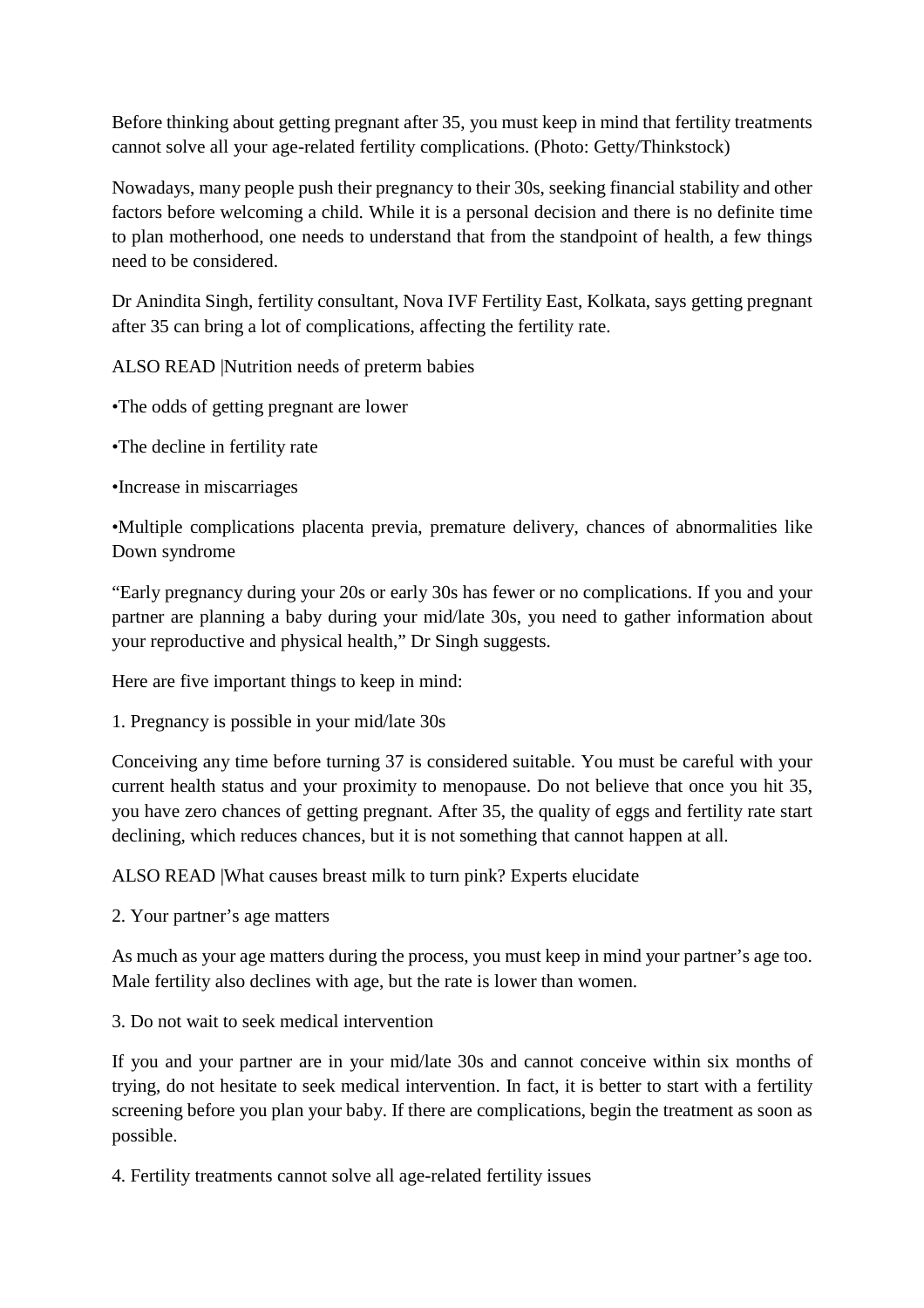Before thinking about getting pregnant after 35, you must keep in mind that fertility treatments cannot solve all your age-related fertility complications. (Photo: Getty/Thinkstock)

Nowadays, many people push their pregnancy to their 30s, seeking financial stability and other factors before welcoming a child. While it is a personal decision and there is no definite time to plan motherhood, one needs to understand that from the standpoint of health, a few things need to be considered.

Dr Anindita Singh, fertility consultant, Nova IVF Fertility East, Kolkata, says getting pregnant after 35 can bring a lot of complications, affecting the fertility rate.

ALSO READ |Nutrition needs of preterm babies

•The odds of getting pregnant are lower

•The decline in fertility rate

•Increase in miscarriages

•Multiple complications placenta previa, premature delivery, chances of abnormalities like Down syndrome

"Early pregnancy during your 20s or early 30s has fewer or no complications. If you and your partner are planning a baby during your mid/late 30s, you need to gather information about your reproductive and physical health," Dr Singh suggests.

Here are five important things to keep in mind:

1. Pregnancy is possible in your mid/late 30s

Conceiving any time before turning 37 is considered suitable. You must be careful with your current health status and your proximity to menopause. Do not believe that once you hit 35, you have zero chances of getting pregnant. After 35, the quality of eggs and fertility rate start declining, which reduces chances, but it is not something that cannot happen at all.

ALSO READ |What causes breast milk to turn pink? Experts elucidate

2. Your partner's age matters

As much as your age matters during the process, you must keep in mind your partner's age too. Male fertility also declines with age, but the rate is lower than women.

3. Do not wait to seek medical intervention

If you and your partner are in your mid/late 30s and cannot conceive within six months of trying, do not hesitate to seek medical intervention. In fact, it is better to start with a fertility screening before you plan your baby. If there are complications, begin the treatment as soon as possible.

4. Fertility treatments cannot solve all age-related fertility issues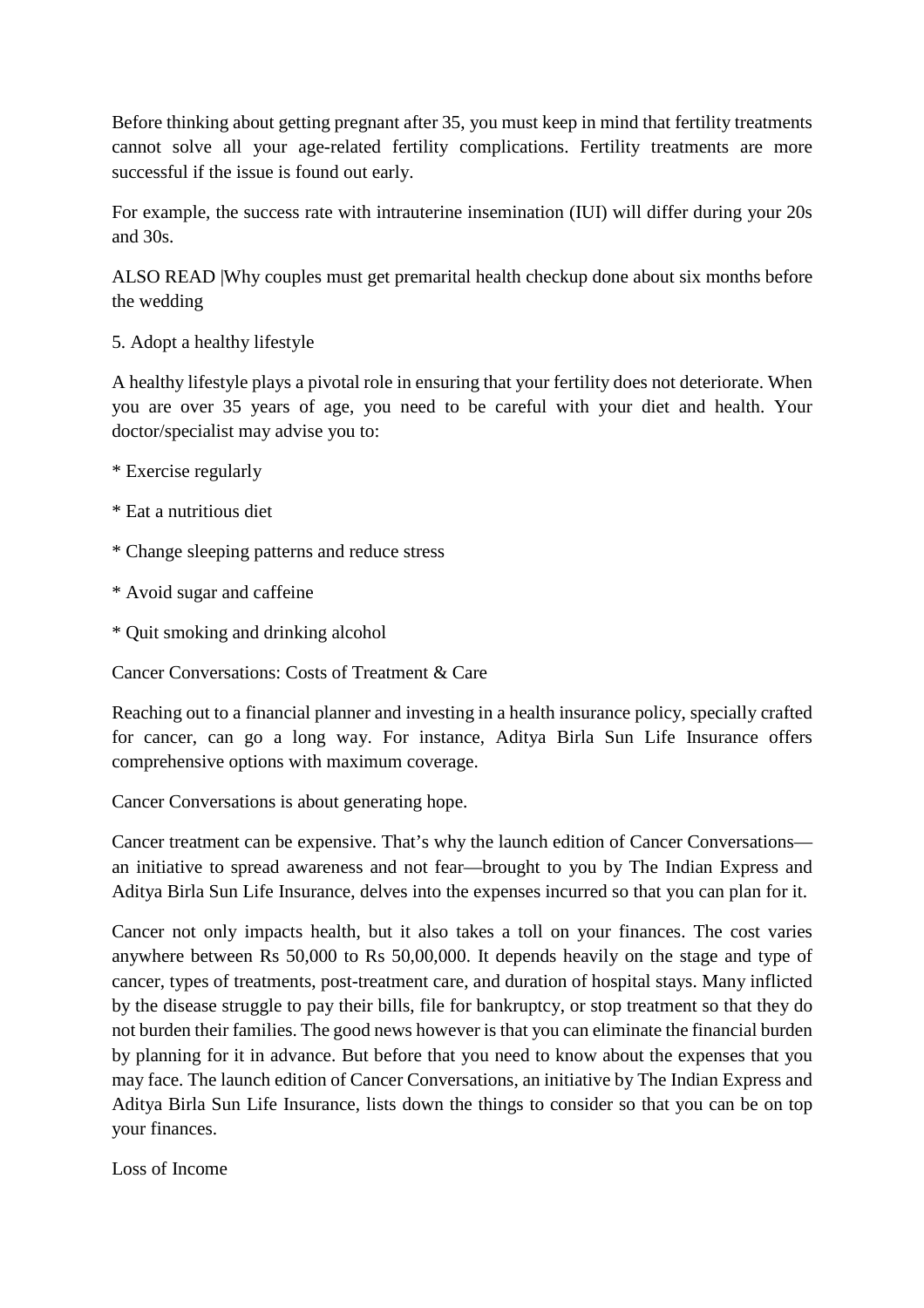Before thinking about getting pregnant after 35, you must keep in mind that fertility treatments cannot solve all your age-related fertility complications. Fertility treatments are more successful if the issue is found out early.

For example, the success rate with intrauterine insemination (IUI) will differ during your 20s and 30s.

ALSO READ |Why couples must get premarital health checkup done about six months before the wedding

5. Adopt a healthy lifestyle

A healthy lifestyle plays a pivotal role in ensuring that your fertility does not deteriorate. When you are over 35 years of age, you need to be careful with your diet and health. Your doctor/specialist may advise you to:

* Exercise regularly

* Eat a nutritious diet

* Change sleeping patterns and reduce stress

* Avoid sugar and caffeine

* Quit smoking and drinking alcohol

Cancer Conversations: Costs of Treatment & Care

Reaching out to a financial planner and investing in a health insurance policy, specially crafted for cancer, can go a long way. For instance, Aditya Birla Sun Life Insurance offers comprehensive options with maximum coverage.

Cancer Conversations is about generating hope.

Cancer treatment can be expensive. That's why the launch edition of Cancer Conversations—an initiative to spread awareness and not fear—brought to you by The Indian Express and Aditya Birla Sun Life Insurance, delves into the expenses incurred so that you can plan for it.

Cancer not only impacts health, but it also takes a toll on your finances. The cost varies anywhere between Rs 50,000 to Rs 50,00,000. It depends heavily on the stage and type of cancer, types of treatments, post-treatment care, and duration of hospital stays. Many inflicted by the disease struggle to pay their bills, file for bankruptcy, or stop treatment so that they do not burden their families. The good news however is that you can eliminate the financial burden by planning for it in advance. But before that you need to know about the expenses that you may face. The launch edition of Cancer Conversations, an initiative by The Indian Express and Aditya Birla Sun Life Insurance, lists down the things to consider so that you can be on top your finances.

Loss of Income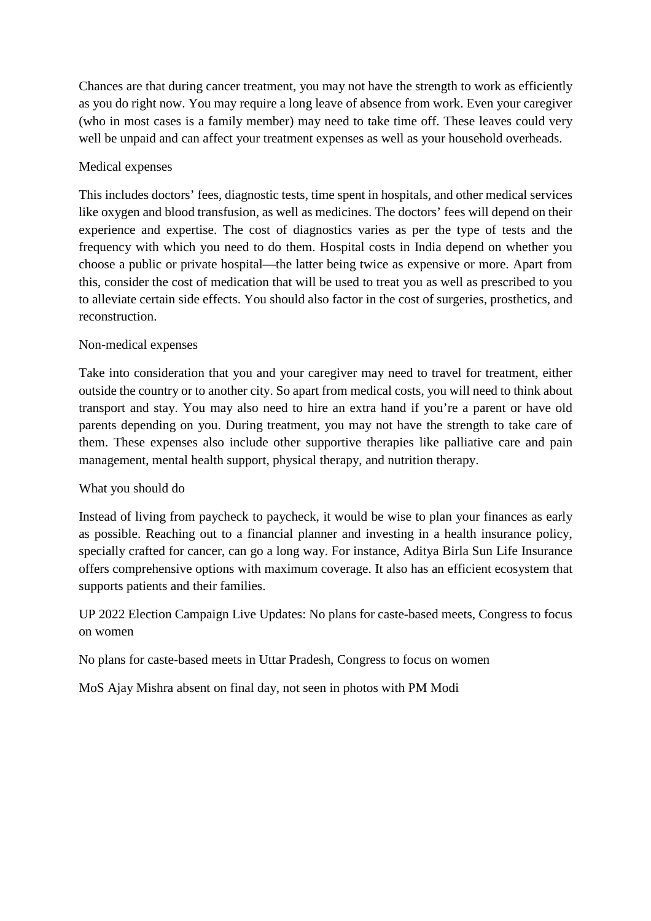Chances are that during cancer treatment, you may not have the strength to work as efficiently as you do right now. You may require a long leave of absence from work. Even your caregiver (who in most cases is a family member) may need to take time off. These leaves could very well be unpaid and can affect your treatment expenses as well as your household overheads.

## Medical expenses

This includes doctors' fees, diagnostic tests, time spent in hospitals, and other medical services like oxygen and blood transfusion, as well as medicines. The doctors' fees will depend on their experience and expertise. The cost of diagnostics varies as per the type of tests and the frequency with which you need to do them. Hospital costs in India depend on whether you choose a public or private hospital—the latter being twice as expensive or more. Apart from this, consider the cost of medication that will be used to treat you as well as prescribed to you to alleviate certain side effects. You should also factor in the cost of surgeries, prosthetics, and reconstruction.

## Non-medical expenses

Take into consideration that you and your caregiver may need to travel for treatment, either outside the country or to another city. So apart from medical costs, you will need to think about transport and stay. You may also need to hire an extra hand if you're a parent or have old parents depending on you. During treatment, you may not have the strength to take care of them. These expenses also include other supportive therapies like palliative care and pain management, mental health support, physical therapy, and nutrition therapy.

## What you should do

Instead of living from paycheck to paycheck, it would be wise to plan your finances as early as possible. Reaching out to a financial planner and investing in a health insurance policy, specially crafted for cancer, can go a long way. For instance, Aditya Birla Sun Life Insurance offers comprehensive options with maximum coverage. It also has an efficient ecosystem that supports patients and their families.

UP 2022 Election Campaign Live Updates: No plans for caste-based meets, Congress to focus on women

No plans for caste-based meets in Uttar Pradesh, Congress to focus on women

MoS Ajay Mishra absent on final day, not seen in photos with PM Modi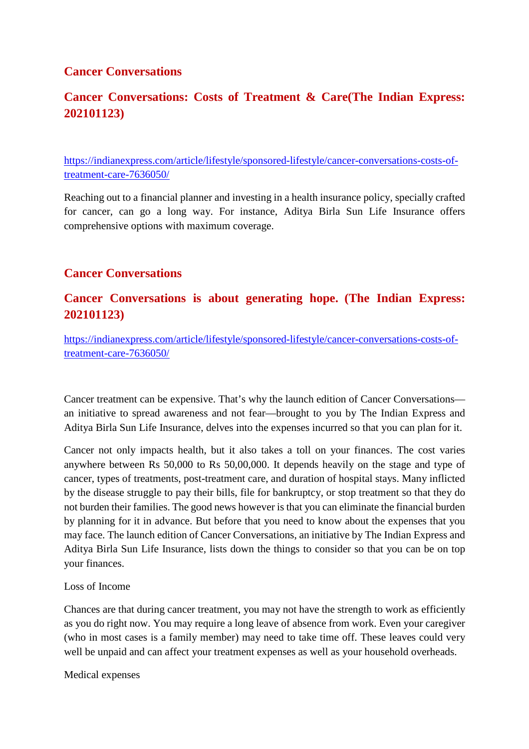## Cancer Conversations

### Cancer Conversations: Costs of Treatment & Care(The Indian Express: 202101123)

https://indianexpress.com/article/lifestyle/sponsored-lifestyle/cancer-conversations-costs-of-treatment-care-7636050/

Reaching out to a financial planner and investing in a health insurance policy, specially crafted for cancer, can go a long way. For instance, Aditya Birla Sun Life Insurance offers comprehensive options with maximum coverage.

## Cancer Conversations

### Cancer Conversations is about generating hope. (The Indian Express: 202101123)

https://indianexpress.com/article/lifestyle/sponsored-lifestyle/cancer-conversations-costs-of-treatment-care-7636050/

Cancer treatment can be expensive. That's why the launch edition of Cancer Conversations—an initiative to spread awareness and not fear—brought to you by The Indian Express and Aditya Birla Sun Life Insurance, delves into the expenses incurred so that you can plan for it.

Cancer not only impacts health, but it also takes a toll on your finances. The cost varies anywhere between Rs 50,000 to Rs 50,00,000. It depends heavily on the stage and type of cancer, types of treatments, post-treatment care, and duration of hospital stays. Many inflicted by the disease struggle to pay their bills, file for bankruptcy, or stop treatment so that they do not burden their families. The good news however is that you can eliminate the financial burden by planning for it in advance. But before that you need to know about the expenses that you may face. The launch edition of Cancer Conversations, an initiative by The Indian Express and Aditya Birla Sun Life Insurance, lists down the things to consider so that you can be on top your finances.

Loss of Income

Chances are that during cancer treatment, you may not have the strength to work as efficiently as you do right now. You may require a long leave of absence from work. Even your caregiver (who in most cases is a family member) may need to take time off. These leaves could very well be unpaid and can affect your treatment expenses as well as your household overheads.

Medical expenses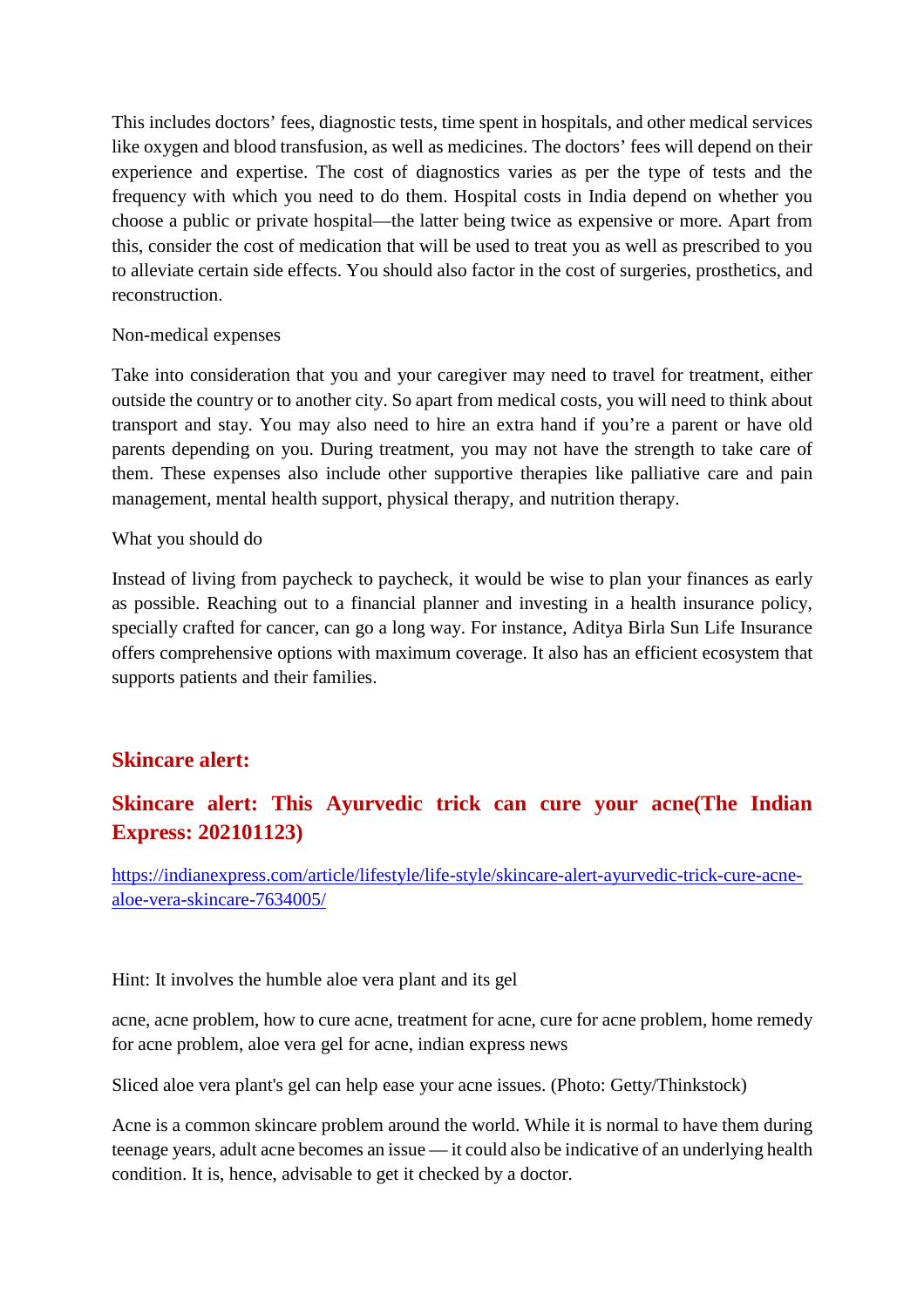This includes doctors' fees, diagnostic tests, time spent in hospitals, and other medical services like oxygen and blood transfusion, as well as medicines. The doctors' fees will depend on their experience and expertise. The cost of diagnostics varies as per the type of tests and the frequency with which you need to do them. Hospital costs in India depend on whether you choose a public or private hospital—the latter being twice as expensive or more. Apart from this, consider the cost of medication that will be used to treat you as well as prescribed to you to alleviate certain side effects. You should also factor in the cost of surgeries, prosthetics, and reconstruction.

Non-medical expenses

Take into consideration that you and your caregiver may need to travel for treatment, either outside the country or to another city. So apart from medical costs, you will need to think about transport and stay. You may also need to hire an extra hand if you're a parent or have old parents depending on you. During treatment, you may not have the strength to take care of them. These expenses also include other supportive therapies like palliative care and pain management, mental health support, physical therapy, and nutrition therapy.

What you should do

Instead of living from paycheck to paycheck, it would be wise to plan your finances as early as possible. Reaching out to a financial planner and investing in a health insurance policy, specially crafted for cancer, can go a long way. For instance, Aditya Birla Sun Life Insurance offers comprehensive options with maximum coverage. It also has an efficient ecosystem that supports patients and their families.

## Skincare alert:

## Skincare alert: This Ayurvedic trick can cure your acne(The Indian Express: 202101123)

https://indianexpress.com/article/lifestyle/life-style/skincare-alert-ayurvedic-trick-cure-acne-aloe-vera-skincare-7634005/

Hint: It involves the humble aloe vera plant and its gel

acne, acne problem, how to cure acne, treatment for acne, cure for acne problem, home remedy for acne problem, aloe vera gel for acne, indian express news

Sliced aloe vera plant's gel can help ease your acne issues. (Photo: Getty/Thinkstock)

Acne is a common skincare problem around the world. While it is normal to have them during teenage years, adult acne becomes an issue — it could also be indicative of an underlying health condition. It is, hence, advisable to get it checked by a doctor.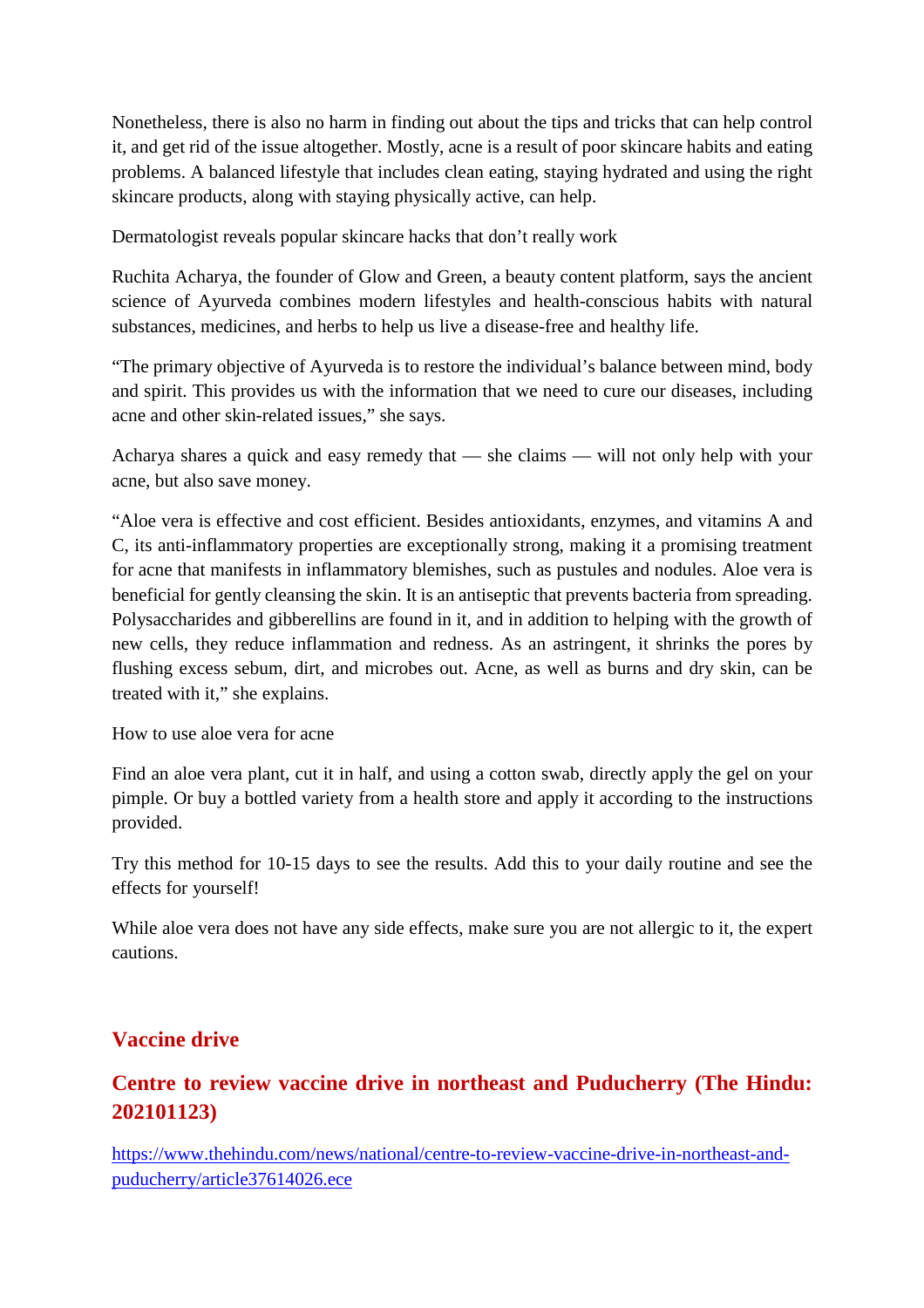Nonetheless, there is also no harm in finding out about the tips and tricks that can help control it, and get rid of the issue altogether. Mostly, acne is a result of poor skincare habits and eating problems. A balanced lifestyle that includes clean eating, staying hydrated and using the right skincare products, along with staying physically active, can help.

Dermatologist reveals popular skincare hacks that don't really work

Ruchita Acharya, the founder of Glow and Green, a beauty content platform, says the ancient science of Ayurveda combines modern lifestyles and health-conscious habits with natural substances, medicines, and herbs to help us live a disease-free and healthy life.

"The primary objective of Ayurveda is to restore the individual's balance between mind, body and spirit. This provides us with the information that we need to cure our diseases, including acne and other skin-related issues," she says.

Acharya shares a quick and easy remedy that — she claims — will not only help with your acne, but also save money.

"Aloe vera is effective and cost efficient. Besides antioxidants, enzymes, and vitamins A and C, its anti-inflammatory properties are exceptionally strong, making it a promising treatment for acne that manifests in inflammatory blemishes, such as pustules and nodules. Aloe vera is beneficial for gently cleansing the skin. It is an antiseptic that prevents bacteria from spreading. Polysaccharides and gibberellins are found in it, and in addition to helping with the growth of new cells, they reduce inflammation and redness. As an astringent, it shrinks the pores by flushing excess sebum, dirt, and microbes out. Acne, as well as burns and dry skin, can be treated with it," she explains.

How to use aloe vera for acne

Find an aloe vera plant, cut it in half, and using a cotton swab, directly apply the gel on your pimple. Or buy a bottled variety from a health store and apply it according to the instructions provided.

Try this method for 10-15 days to see the results. Add this to your daily routine and see the effects for yourself!

While aloe vera does not have any side effects, make sure you are not allergic to it, the expert cautions.

## Vaccine drive

## Centre to review vaccine drive in northeast and Puducherry (The Hindu: 202101123)

https://www.thehindu.com/news/national/centre-to-review-vaccine-drive-in-northeast-and-puducherry/article37614026.ece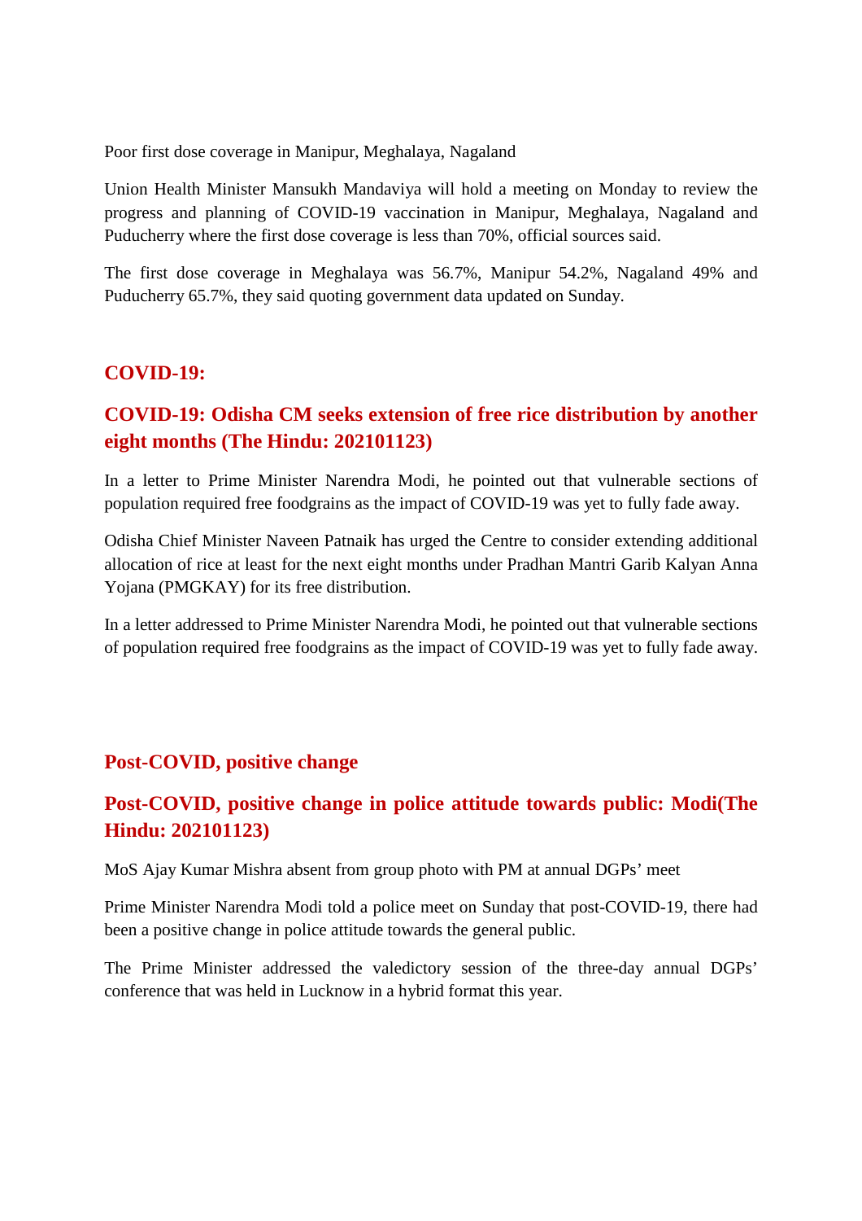Poor first dose coverage in Manipur, Meghalaya, Nagaland

Union Health Minister Mansukh Mandaviya will hold a meeting on Monday to review the progress and planning of COVID-19 vaccination in Manipur, Meghalaya, Nagaland and Puducherry where the first dose coverage is less than 70%, official sources said.

The first dose coverage in Meghalaya was 56.7%, Manipur 54.2%, Nagaland 49% and Puducherry 65.7%, they said quoting government data updated on Sunday.

## COVID-19:

## COVID-19: Odisha CM seeks extension of free rice distribution by another eight months (The Hindu: 202101123)

In a letter to Prime Minister Narendra Modi, he pointed out that vulnerable sections of population required free foodgrains as the impact of COVID-19 was yet to fully fade away.

Odisha Chief Minister Naveen Patnaik has urged the Centre to consider extending additional allocation of rice at least for the next eight months under Pradhan Mantri Garib Kalyan Anna Yojana (PMGKAY) for its free distribution.

In a letter addressed to Prime Minister Narendra Modi, he pointed out that vulnerable sections of population required free foodgrains as the impact of COVID-19 was yet to fully fade away.

## Post-COVID, positive change

## Post-COVID, positive change in police attitude towards public: Modi(The Hindu: 202101123)

MoS Ajay Kumar Mishra absent from group photo with PM at annual DGPs' meet

Prime Minister Narendra Modi told a police meet on Sunday that post-COVID-19, there had been a positive change in police attitude towards the general public.

The Prime Minister addressed the valedictory session of the three-day annual DGPs' conference that was held in Lucknow in a hybrid format this year.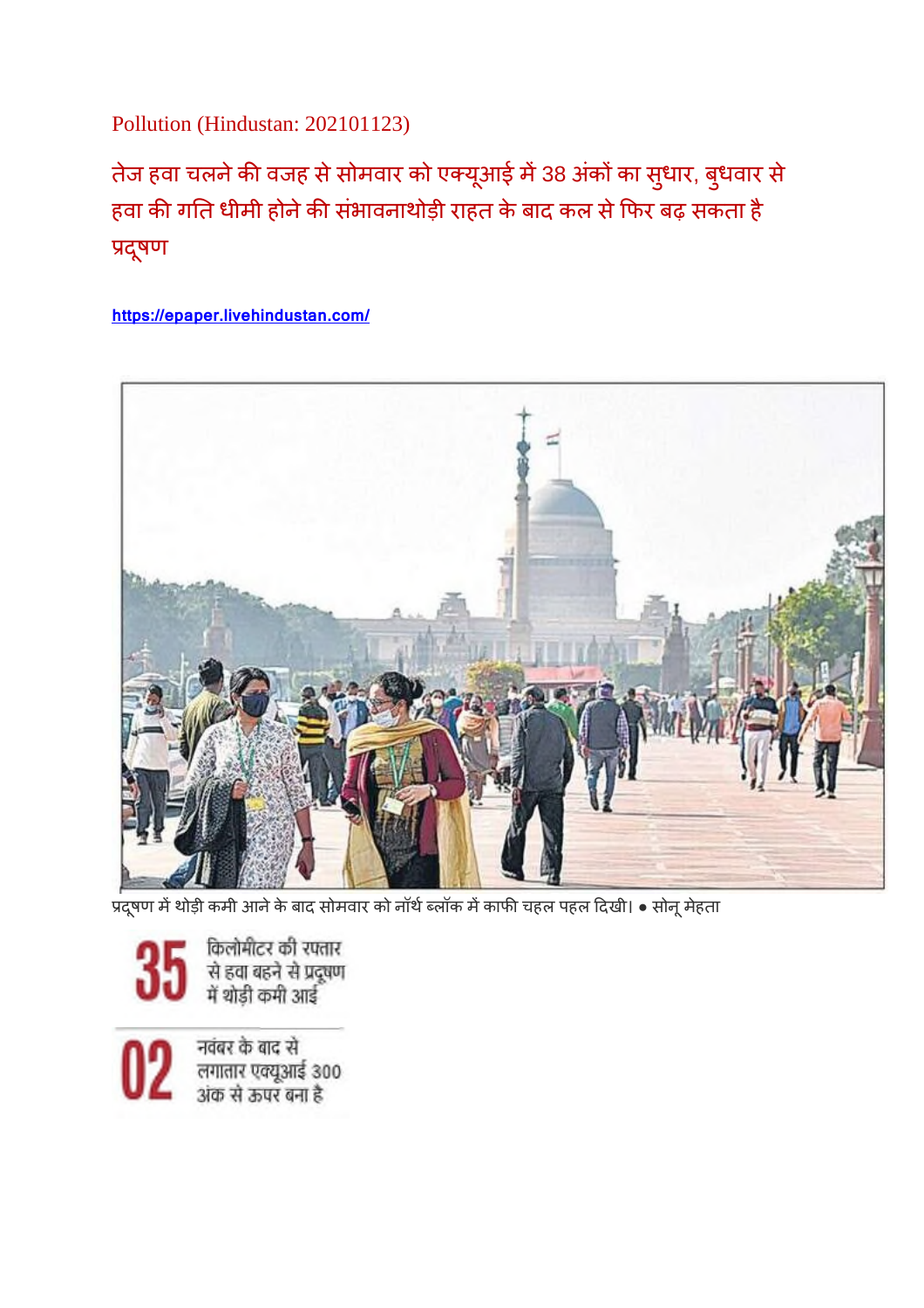Pollution (Hindustan: 202101123)

## तेज हवा चलने की वजह से सोमवार को एक्यूआई में 38 अंकों का सुधार, बुधवार से हवा की गति धीमी होने की संभावनाथोड़ी राहत के बाद कल से फिर बढ़ सकता है प्रदूषण

https://epaper.livehindustan.com/

प्रदूषण में थोड़ी कमी आने के बाद सोमवार को नॉर्थ ब्लॉक में काफी चहल पहल दिखी। ● सोनू मेहता

**35** किलोमीटर की रफ्तार से हवा बहने से प्रदूषण में थोड़ी कमी आई

**02** नवंबर के बाद से लगातार एक्यूआई 300 अंक से ऊपर बना है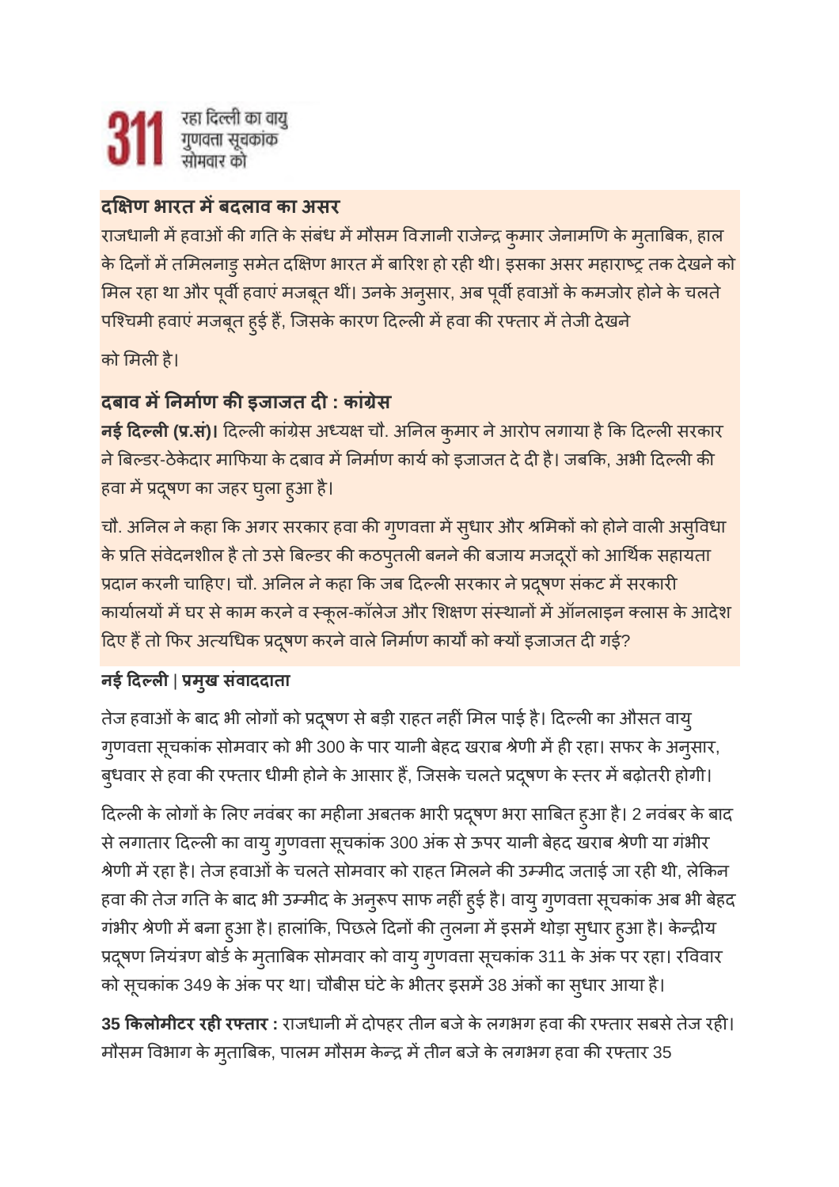**311** रहा दिल्ली का वायु गुणवत्ता सूचकांक सोमवार को

### दक्षिण भारत में बदलाव का असर

राजधानी में हवाओं की गति के संबंध में मौसम विज्ञानी राजेन्द्र कुमार जेनामणि के मुताबिक, हाल के दिनों में तमिलनाडु समेत दक्षिण भारत में बारिश हो रही थी। इसका असर महाराष्ट्र तक देखने को मिल रहा था और पूर्वी हवाएं मजबूत थीं। उनके अनुसार, अब पूर्वी हवाओं के कमजोर होने के चलते पश्चिमी हवाएं मजबूत हुई हैं, जिसके कारण दिल्ली में हवा की रफ्तार में तेजी देखने

को मिली है।

### दबाव में निर्माण की इजाजत दी : कांग्रेस

**नई दिल्ली (प्र.सं)।** दिल्ली कांग्रेस अध्यक्ष चौ. अनिल कुमार ने आरोप लगाया है कि दिल्ली सरकार ने बिल्डर-ठेकेदार माफिया के दबाव में निर्माण कार्य को इजाजत दे दी है। जबकि, अभी दिल्ली की हवा में प्रदूषण का जहर घुला हुआ है।

चौ. अनिल ने कहा कि अगर सरकार हवा की गुणवत्ता में सुधार और श्रमिकों को होने वाली असुविधा के प्रति संवेदनशील है तो उसे बिल्डर की कठपुतली बनने की बजाय मजदूरों को आर्थिक सहायता प्रदान करनी चाहिए। चौ. अनिल ने कहा कि जब दिल्ली सरकार ने प्रदूषण संकट में सरकारी कार्यालयों में घर से काम करने व स्कूल-कॉलेज और शिक्षण संस्थानों में ऑनलाइन क्लास के आदेश दिए हैं तो फिर अत्यधिक प्रदूषण करने वाले निर्माण कार्यों को क्यों इजाजत दी गई?

**नई दिल्ली | प्रमुख संवाददाता**

तेज हवाओं के बाद भी लोगों को प्रदूषण से बड़ी राहत नहीं मिल पाई है। दिल्ली का औसत वायु गुणवत्ता सूचकांक सोमवार को भी 300 के पार यानी बेहद खराब श्रेणी में ही रहा। सफर के अनुसार, बुधवार से हवा की रफ्तार धीमी होने के आसार हैं, जिसके चलते प्रदूषण के स्तर में बढ़ोतरी होगी।

दिल्ली के लोगों के लिए नवंबर का महीना अबतक भारी प्रदूषण भरा साबित हुआ है। 2 नवंबर के बाद से लगातार दिल्ली का वायु गुणवत्ता सूचकांक 300 अंक से ऊपर यानी बेहद खराब श्रेणी या गंभीर श्रेणी में रहा है। तेज हवाओं के चलते सोमवार को राहत मिलने की उम्मीद जताई जा रही थी, लेकिन हवा की तेज गति के बाद भी उम्मीद के अनुरूप साफ नहीं हुई है। वायु गुणवत्ता सूचकांक अब भी बेहद गंभीर श्रेणी में बना हुआ है। हालांकि, पिछले दिनों की तुलना में इसमें थोड़ा सुधार हुआ है। केन्द्रीय प्रदूषण नियंत्रण बोर्ड के मुताबिक सोमवार को वायु गुणवत्ता सूचकांक 311 के अंक पर रहा। रविवार को सूचकांक 349 के अंक पर था। चौबीस घंटे के भीतर इसमें 38 अंकों का सुधार आया है।

**35 किलोमीटर रही रफ्तार :** राजधानी में दोपहर तीन बजे के लगभग हवा की रफ्तार सबसे तेज रही। मौसम विभाग के मुताबिक, पालम मौसम केन्द्र में तीन बजे के लगभग हवा की रफ्तार 35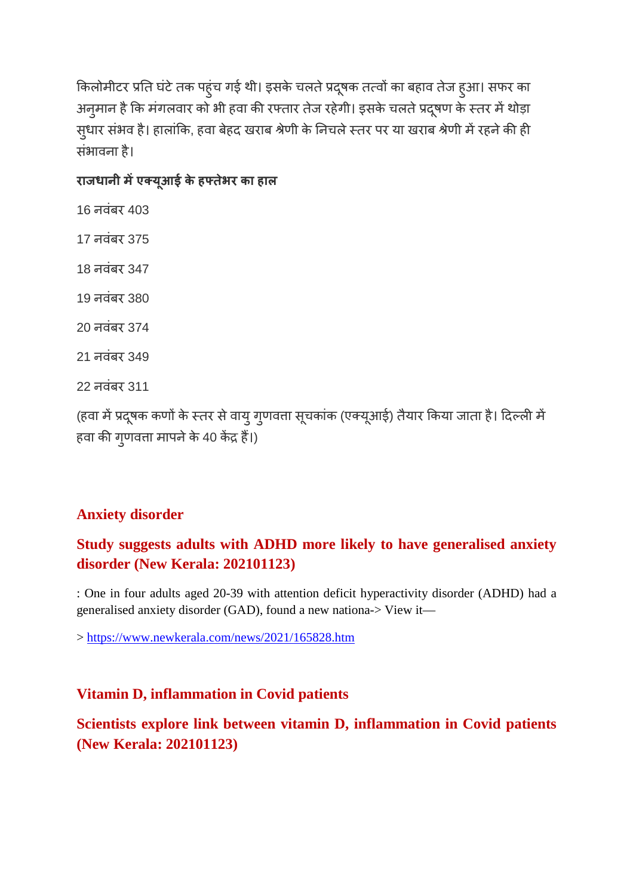किलोमीटर प्रति घंटे तक पहुंच गई थी। इसके चलते प्रदूषक तत्वों का बहाव तेज हुआ। सफर का अनुमान है कि मंगलवार को भी हवा की रफ्तार तेज रहेगी। इसके चलते प्रदूषण के स्तर में थोड़ा सुधार संभव है। हालांकि, हवा बेहद खराब श्रेणी के निचले स्तर पर या खराब श्रेणी में रहने की ही संभावना है।

**राजधानी में एक्यूआई के हफ्तेभर का हाल**

16 नवंबर 403

17 नवंबर 375

18 नवंबर 347

19 नवंबर 380

20 नवंबर 374

21 नवंबर 349

22 नवंबर 311

(हवा में प्रदूषक कणों के स्तर से वायु गुणवत्ता सूचकांक (एक्यूआई) तैयार किया जाता है। दिल्ली में हवा की गुणवत्ता मापने के 40 केंद्र हैं।)

## Anxiety disorder

## Study suggests adults with ADHD more likely to have generalised anxiety disorder (New Kerala: 202101123)

: One in four adults aged 20-39 with attention deficit hyperactivity disorder (ADHD) had a generalised anxiety disorder (GAD), found a new nationa-> View it—

> [https://www.newkerala.com/news/2021/165828.htm](https://www.newkerala.com/news/2021/165828.htm)

## Vitamin D, inflammation in Covid patients

## Scientists explore link between vitamin D, inflammation in Covid patients (New Kerala: 202101123)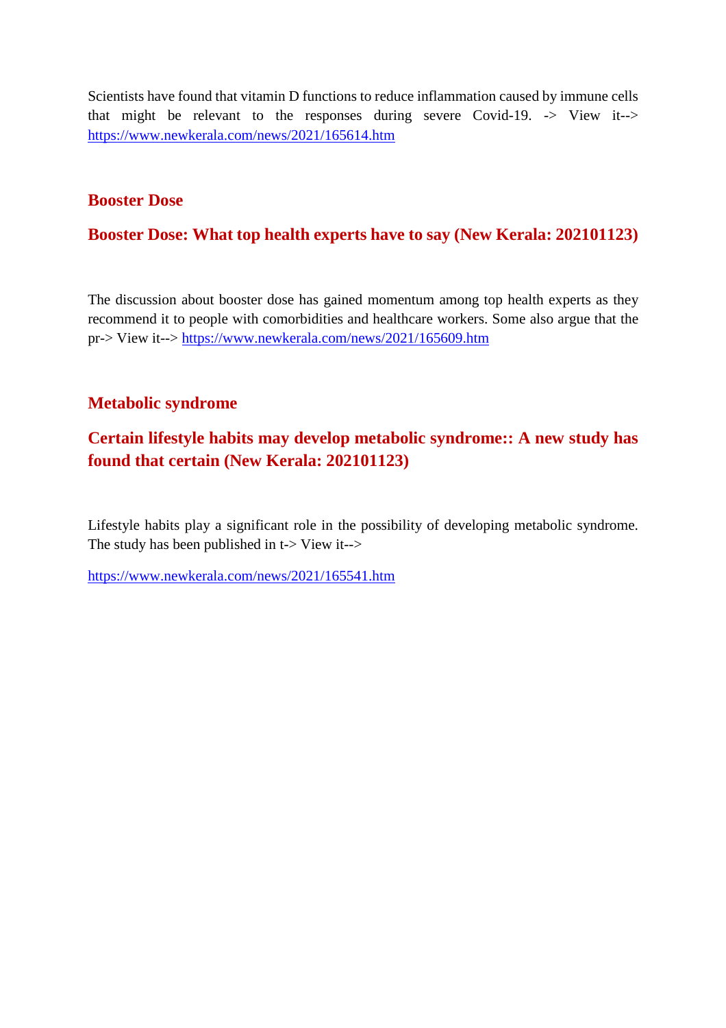Scientists have found that vitamin D functions to reduce inflammation caused by immune cells that might be relevant to the responses during severe Covid-19. -> View it--> https://www.newkerala.com/news/2021/165614.htm

## Booster Dose

### Booster Dose: What top health experts have to say (New Kerala: 202101123)

The discussion about booster dose has gained momentum among top health experts as they recommend it to people with comorbidities and healthcare workers. Some also argue that the pr-> View it--> https://www.newkerala.com/news/2021/165609.htm

## Metabolic syndrome

### Certain lifestyle habits may develop metabolic syndrome:: A new study has found that certain (New Kerala: 202101123)

Lifestyle habits play a significant role in the possibility of developing metabolic syndrome. The study has been published in t-> View it-->

https://www.newkerala.com/news/2021/165541.htm